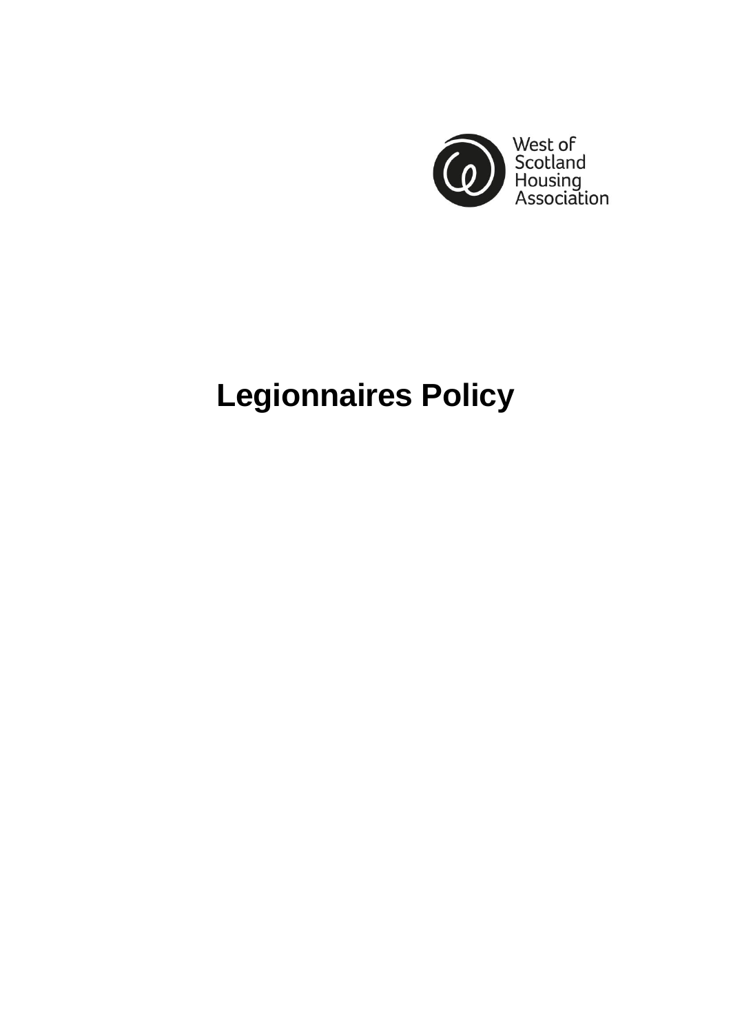West of Scotland Housing Association

# Legionnaires Policy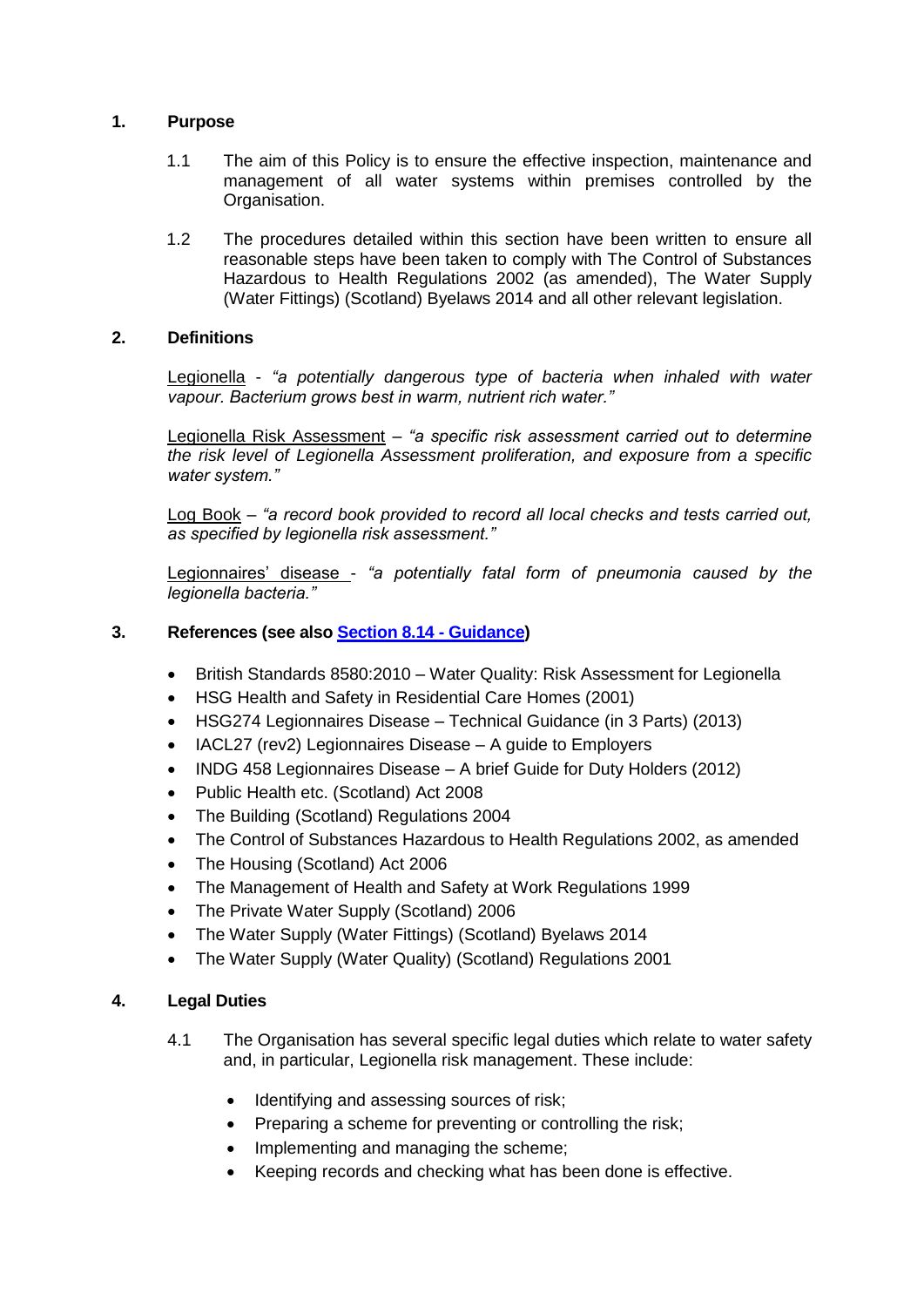## 1. Purpose

1.1 The aim of this Policy is to ensure the effective inspection, maintenance and management of all water systems within premises controlled by the Organisation.

1.2 The procedures detailed within this section have been written to ensure all reasonable steps have been taken to comply with The Control of Substances Hazardous to Health Regulations 2002 (as amended), The Water Supply (Water Fittings) (Scotland) Byelaws 2014 and all other relevant legislation.

## 2. Definitions

Legionella - *"a potentially dangerous type of bacteria when inhaled with water vapour. Bacterium grows best in warm, nutrient rich water."*

Legionella Risk Assessment – *"a specific risk assessment carried out to determine the risk level of Legionella Assessment proliferation, and exposure from a specific water system."*

Log Book – *"a record book provided to record all local checks and tests carried out, as specified by legionella risk assessment."*

Legionnaires' disease - *"a potentially fatal form of pneumonia caused by the legionella bacteria."*

## 3. References (see also Section 8.14 - Guidance)

- British Standards 8580:2010 – Water Quality: Risk Assessment for Legionella
- HSG Health and Safety in Residential Care Homes (2001)
- HSG274 Legionnaires Disease – Technical Guidance (in 3 Parts) (2013)
- IACL27 (rev2) Legionnaires Disease – A guide to Employers
- INDG 458 Legionnaires Disease – A brief Guide for Duty Holders (2012)
- Public Health etc. (Scotland) Act 2008
- The Building (Scotland) Regulations 2004
- The Control of Substances Hazardous to Health Regulations 2002, as amended
- The Housing (Scotland) Act 2006
- The Management of Health and Safety at Work Regulations 1999
- The Private Water Supply (Scotland) 2006
- The Water Supply (Water Fittings) (Scotland) Byelaws 2014
- The Water Supply (Water Quality) (Scotland) Regulations 2001

## 4. Legal Duties

4.1 The Organisation has several specific legal duties which relate to water safety and, in particular, Legionella risk management. These include:

- Identifying and assessing sources of risk;
- Preparing a scheme for preventing or controlling the risk;
- Implementing and managing the scheme;
- Keeping records and checking what has been done is effective.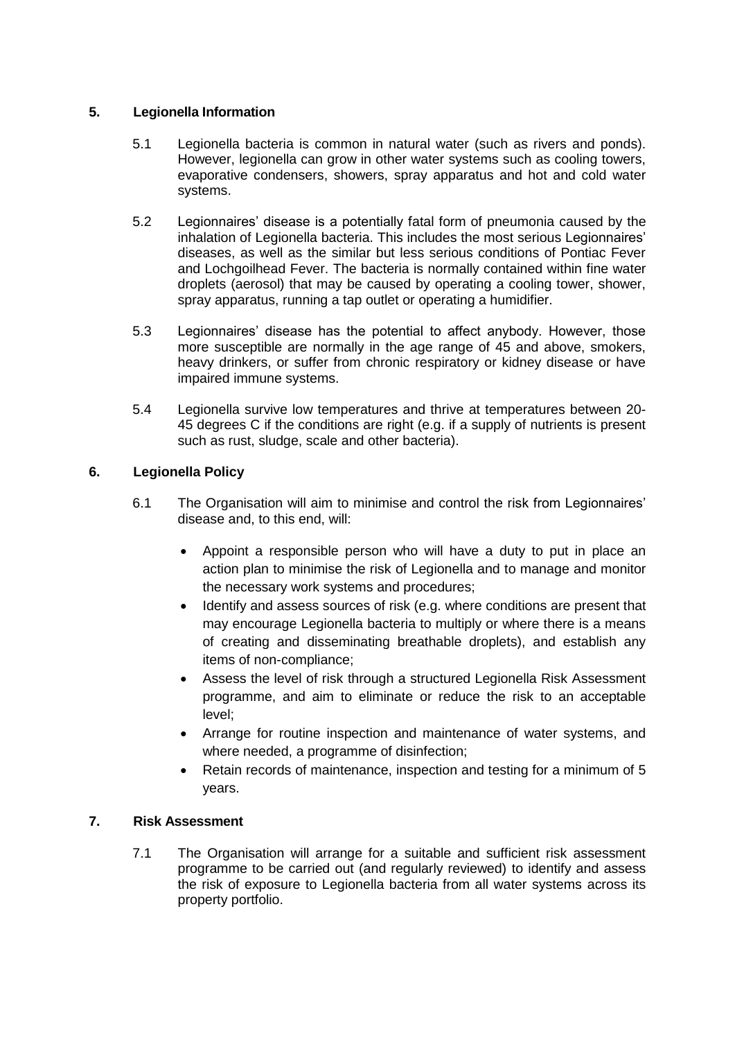## 5. Legionella Information

5.1 Legionella bacteria is common in natural water (such as rivers and ponds). However, legionella can grow in other water systems such as cooling towers, evaporative condensers, showers, spray apparatus and hot and cold water systems.

5.2 Legionnaires' disease is a potentially fatal form of pneumonia caused by the inhalation of Legionella bacteria. This includes the most serious Legionnaires' diseases, as well as the similar but less serious conditions of Pontiac Fever and Lochgoilhead Fever. The bacteria is normally contained within fine water droplets (aerosol) that may be caused by operating a cooling tower, shower, spray apparatus, running a tap outlet or operating a humidifier.

5.3 Legionnaires' disease has the potential to affect anybody. However, those more susceptible are normally in the age range of 45 and above, smokers, heavy drinkers, or suffer from chronic respiratory or kidney disease or have impaired immune systems.

5.4 Legionella survive low temperatures and thrive at temperatures between 20-45 degrees C if the conditions are right (e.g. if a supply of nutrients is present such as rust, sludge, scale and other bacteria).

## 6. Legionella Policy

6.1 The Organisation will aim to minimise and control the risk from Legionnaires' disease and, to this end, will:

- Appoint a responsible person who will have a duty to put in place an action plan to minimise the risk of Legionella and to manage and monitor the necessary work systems and procedures;
- Identify and assess sources of risk (e.g. where conditions are present that may encourage Legionella bacteria to multiply or where there is a means of creating and disseminating breathable droplets), and establish any items of non-compliance;
- Assess the level of risk through a structured Legionella Risk Assessment programme, and aim to eliminate or reduce the risk to an acceptable level;
- Arrange for routine inspection and maintenance of water systems, and where needed, a programme of disinfection;
- Retain records of maintenance, inspection and testing for a minimum of 5 years.

## 7. Risk Assessment

7.1 The Organisation will arrange for a suitable and sufficient risk assessment programme to be carried out (and regularly reviewed) to identify and assess the risk of exposure to Legionella bacteria from all water systems across its property portfolio.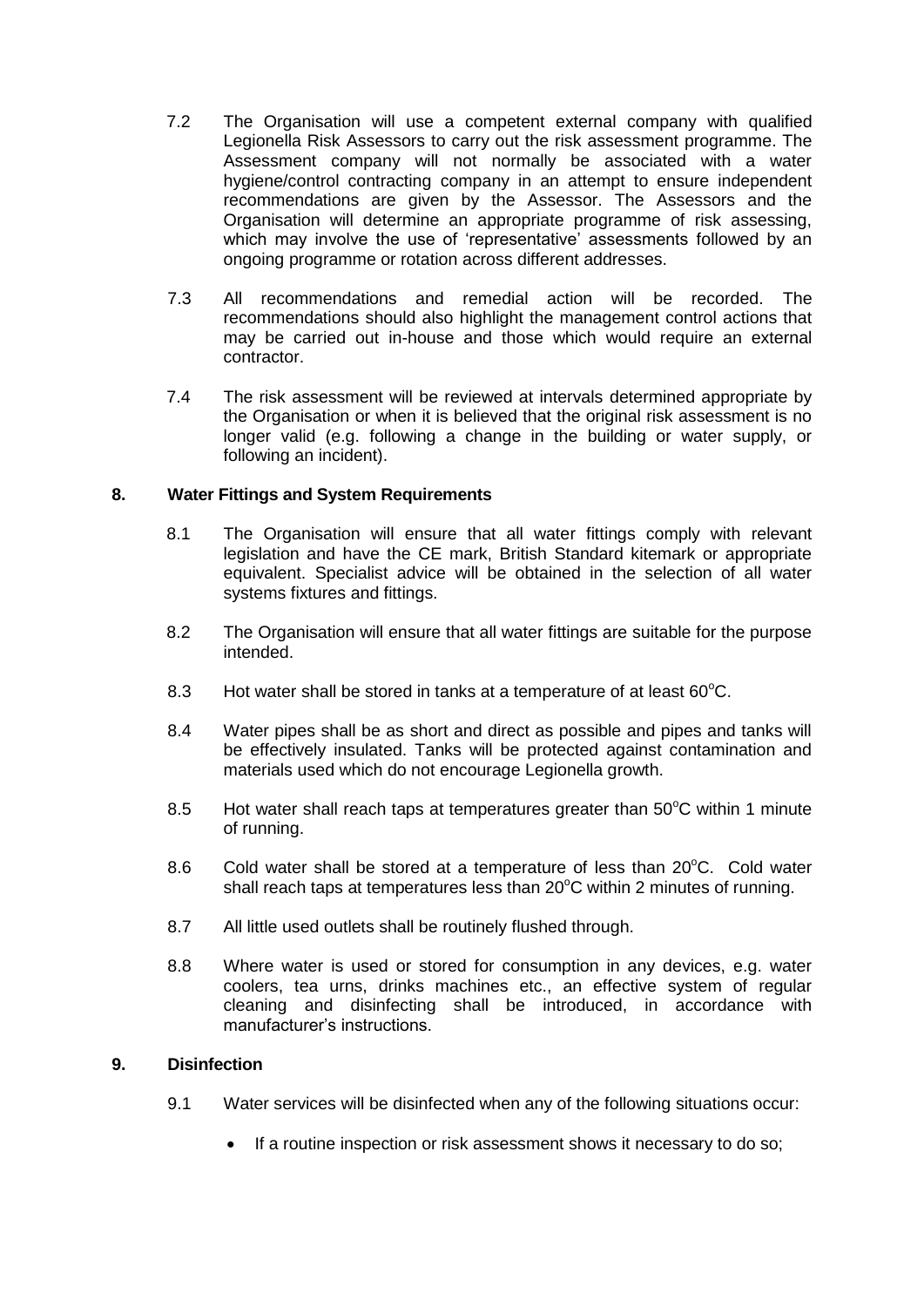7.2 The Organisation will use a competent external company with qualified Legionella Risk Assessors to carry out the risk assessment programme. The Assessment company will not normally be associated with a water hygiene/control contracting company in an attempt to ensure independent recommendations are given by the Assessor. The Assessors and the Organisation will determine an appropriate programme of risk assessing, which may involve the use of 'representative' assessments followed by an ongoing programme or rotation across different addresses.

7.3 All recommendations and remedial action will be recorded. The recommendations should also highlight the management control actions that may be carried out in-house and those which would require an external contractor.

7.4 The risk assessment will be reviewed at intervals determined appropriate by the Organisation or when it is believed that the original risk assessment is no longer valid (e.g. following a change in the building or water supply, or following an incident).

## 8. Water Fittings and System Requirements

8.1 The Organisation will ensure that all water fittings comply with relevant legislation and have the CE mark, British Standard kitemark or appropriate equivalent. Specialist advice will be obtained in the selection of all water systems fixtures and fittings.

8.2 The Organisation will ensure that all water fittings are suitable for the purpose intended.

8.3 Hot water shall be stored in tanks at a temperature of at least 60°C.

8.4 Water pipes shall be as short and direct as possible and pipes and tanks will be effectively insulated. Tanks will be protected against contamination and materials used which do not encourage Legionella growth.

8.5 Hot water shall reach taps at temperatures greater than 50°C within 1 minute of running.

8.6 Cold water shall be stored at a temperature of less than 20°C. Cold water shall reach taps at temperatures less than 20°C within 2 minutes of running.

8.7 All little used outlets shall be routinely flushed through.

8.8 Where water is used or stored for consumption in any devices, e.g. water coolers, tea urns, drinks machines etc., an effective system of regular cleaning and disinfecting shall be introduced, in accordance with manufacturer's instructions.

## 9. Disinfection

9.1 Water services will be disinfected when any of the following situations occur:

- If a routine inspection or risk assessment shows it necessary to do so;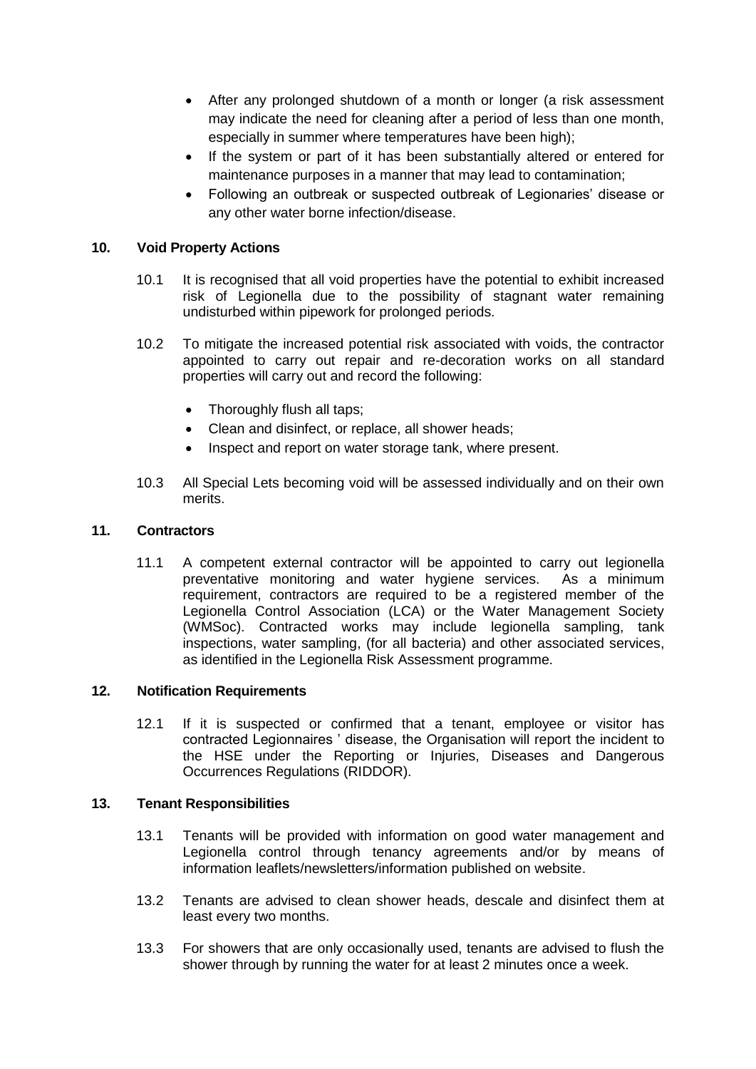- After any prolonged shutdown of a month or longer (a risk assessment may indicate the need for cleaning after a period of less than one month, especially in summer where temperatures have been high);
- If the system or part of it has been substantially altered or entered for maintenance purposes in a manner that may lead to contamination;
- Following an outbreak or suspected outbreak of Legionaries' disease or any other water borne infection/disease.

## 10. Void Property Actions

10.1 It is recognised that all void properties have the potential to exhibit increased risk of Legionella due to the possibility of stagnant water remaining undisturbed within pipework for prolonged periods.

10.2 To mitigate the increased potential risk associated with voids, the contractor appointed to carry out repair and re-decoration works on all standard properties will carry out and record the following:

- Thoroughly flush all taps;
- Clean and disinfect, or replace, all shower heads;
- Inspect and report on water storage tank, where present.

10.3 All Special Lets becoming void will be assessed individually and on their own merits.

## 11. Contractors

11.1 A competent external contractor will be appointed to carry out legionella preventative monitoring and water hygiene services. As a minimum requirement, contractors are required to be a registered member of the Legionella Control Association (LCA) or the Water Management Society (WMSoc). Contracted works may include legionella sampling, tank inspections, water sampling, (for all bacteria) and other associated services, as identified in the Legionella Risk Assessment programme.

## 12. Notification Requirements

12.1 If it is suspected or confirmed that a tenant, employee or visitor has contracted Legionnaires ' disease, the Organisation will report the incident to the HSE under the Reporting or Injuries, Diseases and Dangerous Occurrences Regulations (RIDDOR).

## 13. Tenant Responsibilities

13.1 Tenants will be provided with information on good water management and Legionella control through tenancy agreements and/or by means of information leaflets/newsletters/information published on website.

13.2 Tenants are advised to clean shower heads, descale and disinfect them at least every two months.

13.3 For showers that are only occasionally used, tenants are advised to flush the shower through by running the water for at least 2 minutes once a week.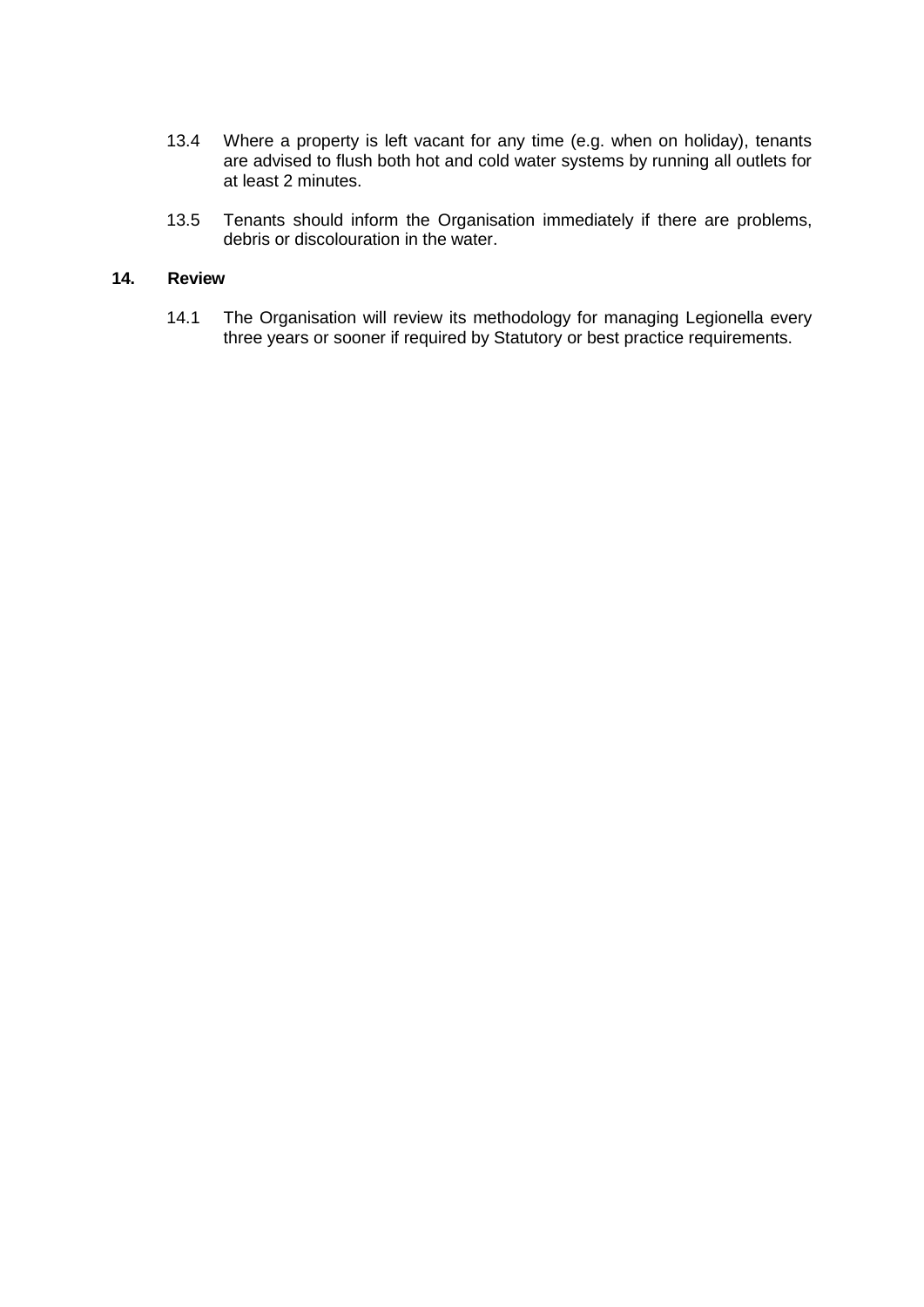13.4 Where a property is left vacant for any time (e.g. when on holiday), tenants are advised to flush both hot and cold water systems by running all outlets for at least 2 minutes.

13.5 Tenants should inform the Organisation immediately if there are problems, debris or discolouration in the water.

## 14. Review

14.1 The Organisation will review its methodology for managing Legionella every three years or sooner if required by Statutory or best practice requirements.